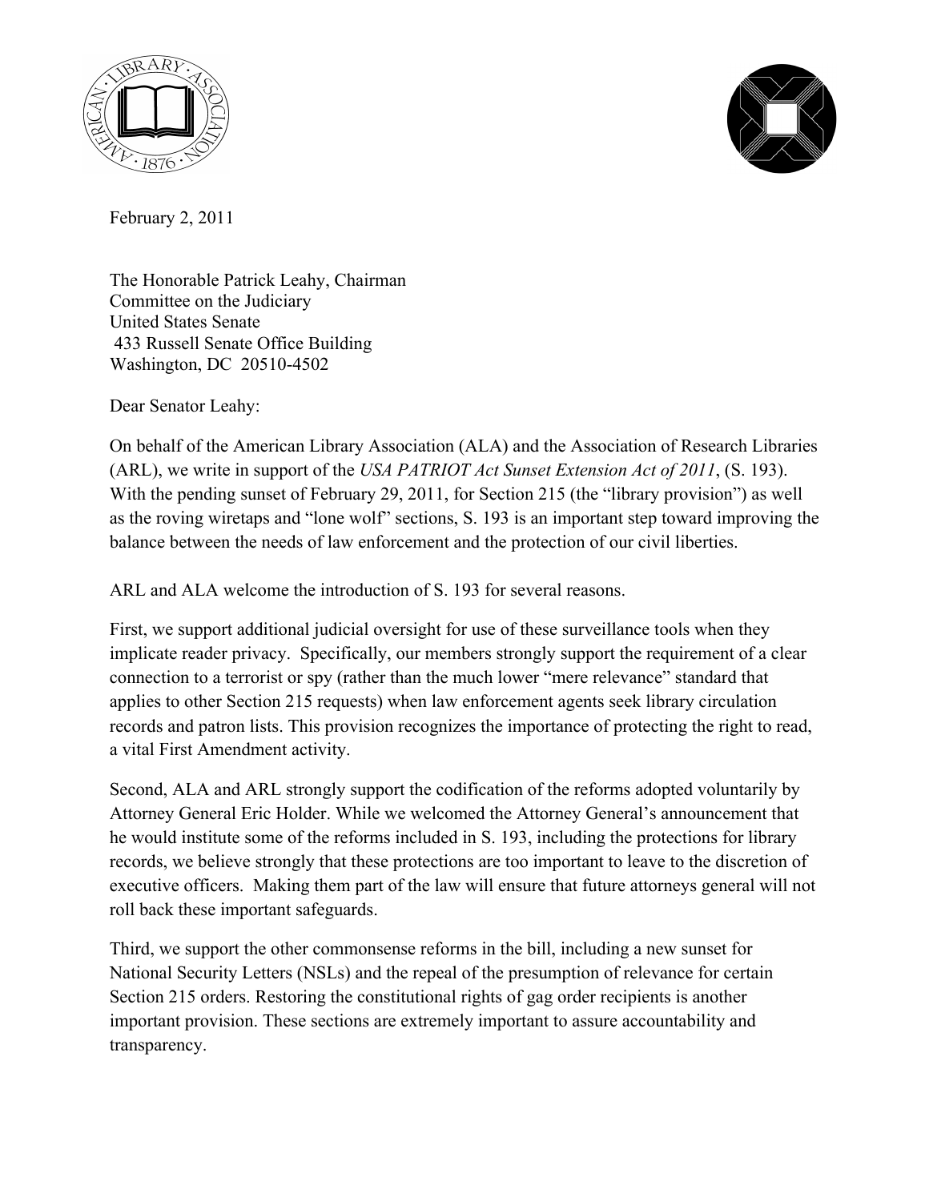February 2, 2011

The Honorable Patrick Leahy, Chairman
Committee on the Judiciary
United States Senate
433 Russell Senate Office Building
Washington, DC 20510-4502

Dear Senator Leahy:

On behalf of the American Library Association (ALA) and the Association of Research Libraries (ARL), we write in support of the *USA PATRIOT Act Sunset Extension Act of 2011*, (S. 193). With the pending sunset of February 29, 2011, for Section 215 (the "library provision") as well as the roving wiretaps and "lone wolf" sections, S. 193 is an important step toward improving the balance between the needs of law enforcement and the protection of our civil liberties.

ARL and ALA welcome the introduction of S. 193 for several reasons.

First, we support additional judicial oversight for use of these surveillance tools when they implicate reader privacy. Specifically, our members strongly support the requirement of a clear connection to a terrorist or spy (rather than the much lower "mere relevance" standard that applies to other Section 215 requests) when law enforcement agents seek library circulation records and patron lists. This provision recognizes the importance of protecting the right to read, a vital First Amendment activity.

Second, ALA and ARL strongly support the codification of the reforms adopted voluntarily by Attorney General Eric Holder. While we welcomed the Attorney General's announcement that he would institute some of the reforms included in S. 193, including the protections for library records, we believe strongly that these protections are too important to leave to the discretion of executive officers. Making them part of the law will ensure that future attorneys general will not roll back these important safeguards.

Third, we support the other commonsense reforms in the bill, including a new sunset for National Security Letters (NSLs) and the repeal of the presumption of relevance for certain Section 215 orders. Restoring the constitutional rights of gag order recipients is another important provision. These sections are extremely important to assure accountability and transparency.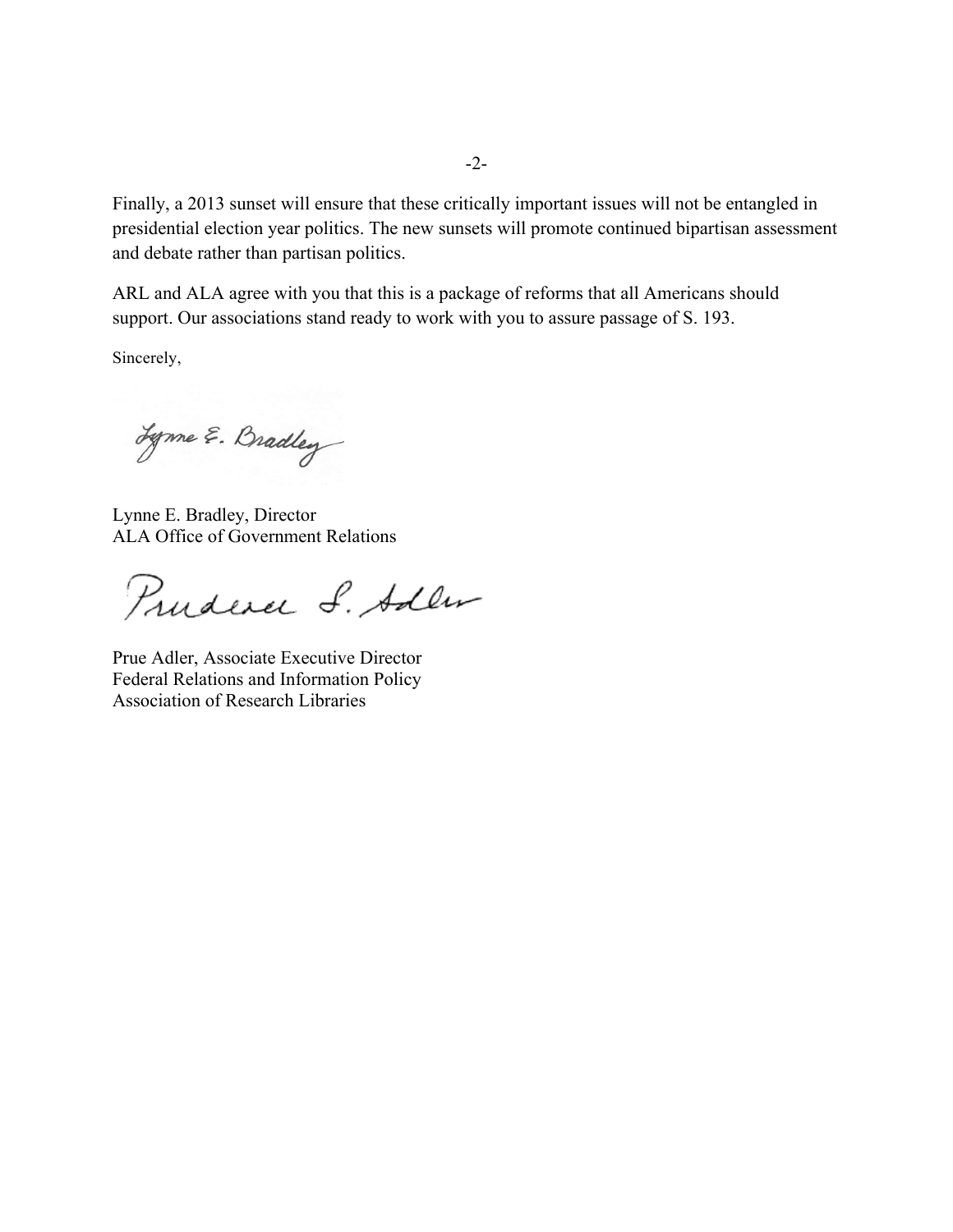Finally, a 2013 sunset will ensure that these critically important issues will not be entangled in presidential election year politics. The new sunsets will promote continued bipartisan assessment and debate rather than partisan politics.

ARL and ALA agree with you that this is a package of reforms that all Americans should support. Our associations stand ready to work with you to assure passage of S. 193.

Sincerely,

Lynne E. Bradley, Director
ALA Office of Government Relations

Prue Adler, Associate Executive Director
Federal Relations and Information Policy
Association of Research Libraries